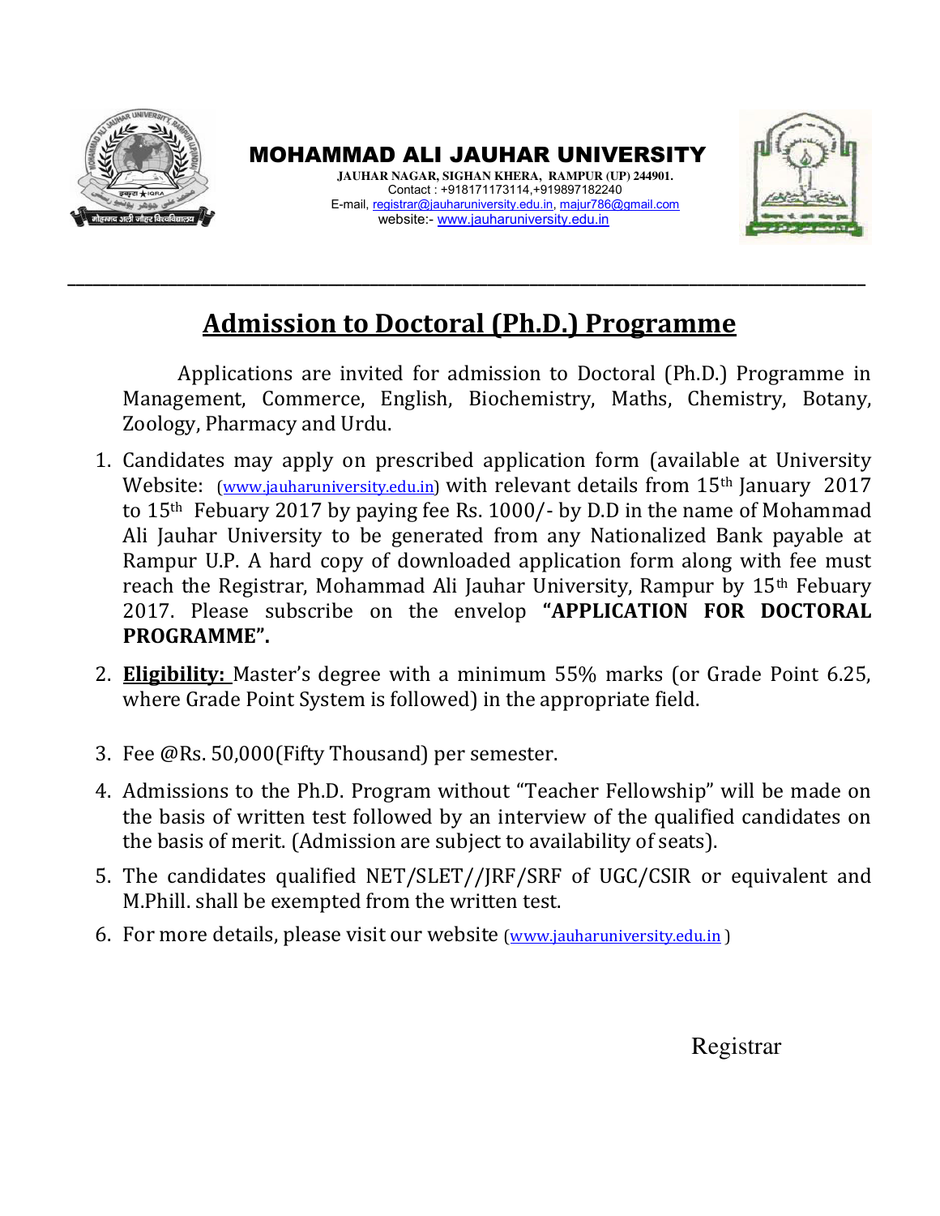# MOHAMMAD ALI JAUHAR UNIVERSITY

**JAUHAR NAGAR, SIGHAN KHERA, RAMPUR (UP) 244901.**
Contact : +918171173114,+919897182240
E-mail, registrar@jauharuniversity.edu.in, majur786@gmail.com
website:- www.jauharuniversity.edu.in

---

## Admission to Doctoral (Ph.D.) Programme

Applications are invited for admission to Doctoral (Ph.D.) Programme in Management, Commerce, English, Biochemistry, Maths, Chemistry, Botany, Zoology, Pharmacy and Urdu.

1. Candidates may apply on prescribed application form (available at University Website: (www.jauharuniversity.edu.in) with relevant details from 15th January 2017 to 15th Febuary 2017 by paying fee Rs. 1000/- by D.D in the name of Mohammad Ali Jauhar University to be generated from any Nationalized Bank payable at Rampur U.P. A hard copy of downloaded application form along with fee must reach the Registrar, Mohammad Ali Jauhar University, Rampur by 15th Febuary 2017. Please subscribe on the envelop **"APPLICATION FOR DOCTORAL PROGRAMME".**
2. **Eligibility:** Master's degree with a minimum 55% marks (or Grade Point 6.25, where Grade Point System is followed) in the appropriate field.
3. Fee @Rs. 50,000(Fifty Thousand) per semester.
4. Admissions to the Ph.D. Program without "Teacher Fellowship" will be made on the basis of written test followed by an interview of the qualified candidates on the basis of merit. (Admission are subject to availability of seats).
5. The candidates qualified NET/SLET//JRF/SRF of UGC/CSIR or equivalent and M.Phill. shall be exempted from the written test.
6. For more details, please visit our website (www.jauharuniversity.edu.in )

Registrar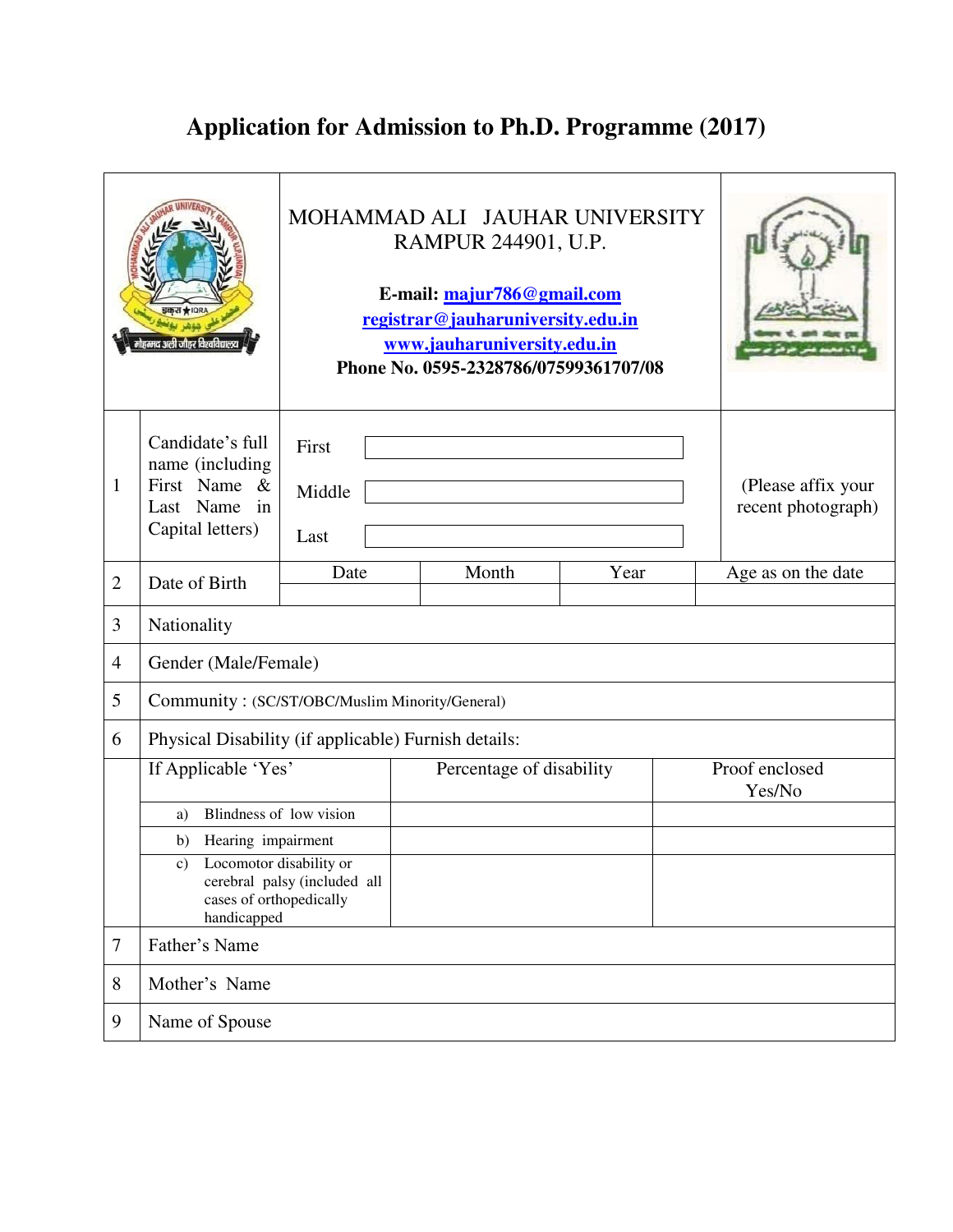# Application for Admission to Ph.D. Programme (2017)

MOHAMMAD ALI JAUHAR UNIVERSITY
RAMPUR 244901, U.P.

**E-mail: majur786@gmail.com**
**registrar@jauharuniversity.edu.in**
**www.jauharuniversity.edu.in**
**Phone No. 0595-2328786/07599361707/08**

| | | | | | |
|---|---|---|---|---|---|
| 1 | Candidate's full name (including First Name & Last Name in Capital letters) | First<br>Middle<br>Last | | | (Please affix your recent photograph) |
| 2 | Date of Birth | Date | Month | Year | Age as on the date |
| | | | | | |
| 3 | Nationality | | | | |
| 4 | Gender (Male/Female) | | | | |
| 5 | Community : (SC/ST/OBC/Muslim Minority/General) | | | | |
| 6 | Physical Disability (if applicable) Furnish details: | | | | |

| | If Applicable 'Yes' | Percentage of disability | Proof enclosed Yes/No |
|---|---|---|---|
| | a) Blindness of low vision | | |
| | b) Hearing impairment | | |
| | c) Locomotor disability or cerebral palsy (included all cases of orthopedically handicapped | | |
| 7 | Father's Name | | |
| 8 | Mother's Name | | |
| 9 | Name of Spouse | | |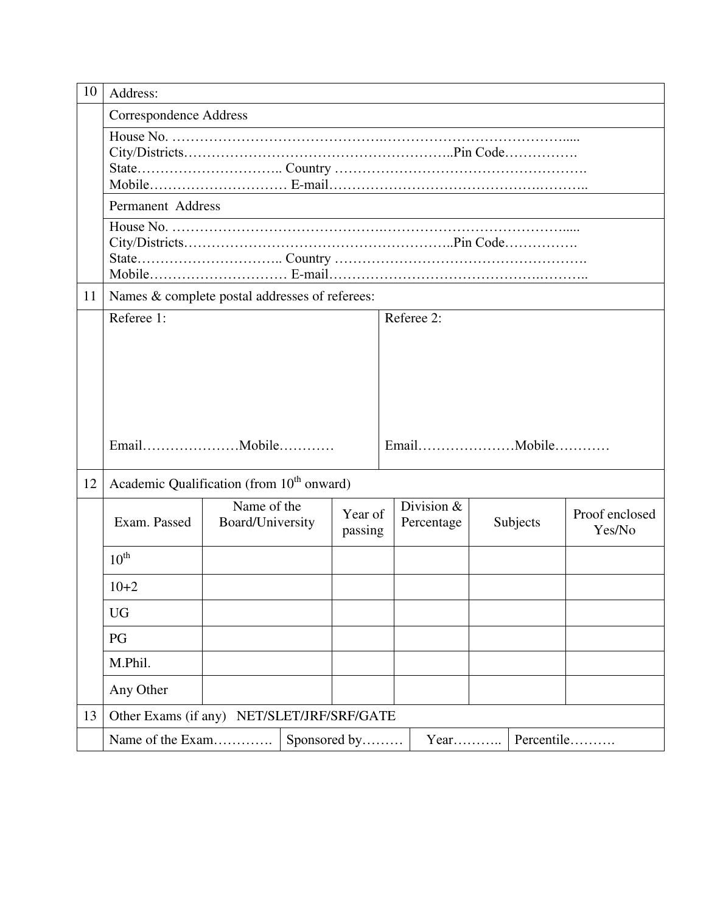| 10 | Address: |
|---|---|
| | Correspondence Address |
| | House No. ………………………………………………………………………….....<br>City/Districts…………………………………………………..Pin Code…………….<br>State………………………….. Country ……………………………………………….<br>Mobile………………………… E-mail……………………………………….……….. |
| | Permanent Address |
| | House No. ………………………………………………………………………….....<br>City/Districts…………………………………………………..Pin Code…………….<br>State………………………….. Country ……………………………………………….<br>Mobile………………………… E-mail……………………………………….……….. |
| 11 | Names & complete postal addresses of referees: |

| Referee 1: | Referee 2: |
|---|---|
| Email…………………Mobile………… | Email…………………Mobile………… |

**12** Academic Qualification (from 10th onward)

| Exam. Passed | Name of the Board/University | Year of passing | Division & Percentage | Subjects | Proof enclosed Yes/No |
|---|---|---|---|---|---|
| 10th | | | | | |
| 10+2 | | | | | |
| UG | | | | | |
| PG | | | | | |
| M.Phil. | | | | | |
| Any Other | | | | | |

**13** Other Exams (if any) NET/SLET/JRF/SRF/GATE

| Name of the Exam…………. | Sponsored by……… | Year……….. | Percentile………. |
|---|---|---|---|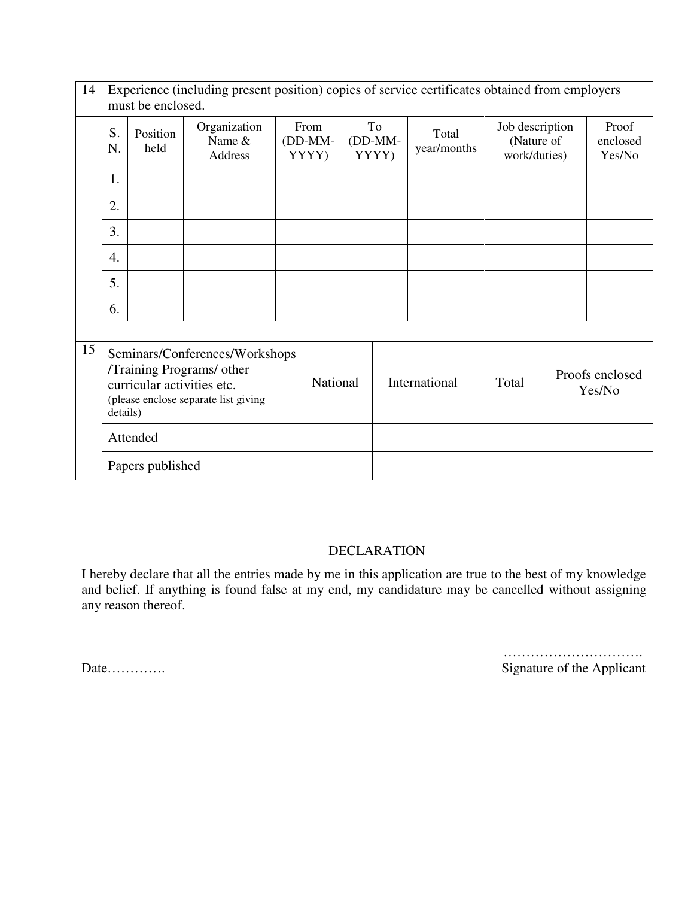| 14 | Experience (including present position) copies of service certificates obtained from employers must be enclosed. | | | | | | | |
|---|---|---|---|---|---|---|---|---|
| | S. N. | Position held | Organization Name & Address | From (DD-MM-YYYY) | To (DD-MM-YYYY) | Total year/months | Job description (Nature of work/duties) | Proof enclosed Yes/No |
| | 1. | | | | | | | |
| | 2. | | | | | | | |
| | 3. | | | | | | | |
| | 4. | | | | | | | |
| | 5. | | | | | | | |
| | 6. | | | | | | | |

| 15 | Seminars/Conferences/Workshops /Training Programs/ other curricular activities etc. (please enclose separate list giving details) | National | International | Total | Proofs enclosed Yes/No |
|---|---|---|---|---|---|
| | Attended | | | | |
| | Papers published | | | | |

DECLARATION

I hereby declare that all the entries made by me in this application are true to the best of my knowledge and belief. If anything is found false at my end, my candidature may be cancelled without assigning any reason thereof.

Date………….

………………………….
Signature of the Applicant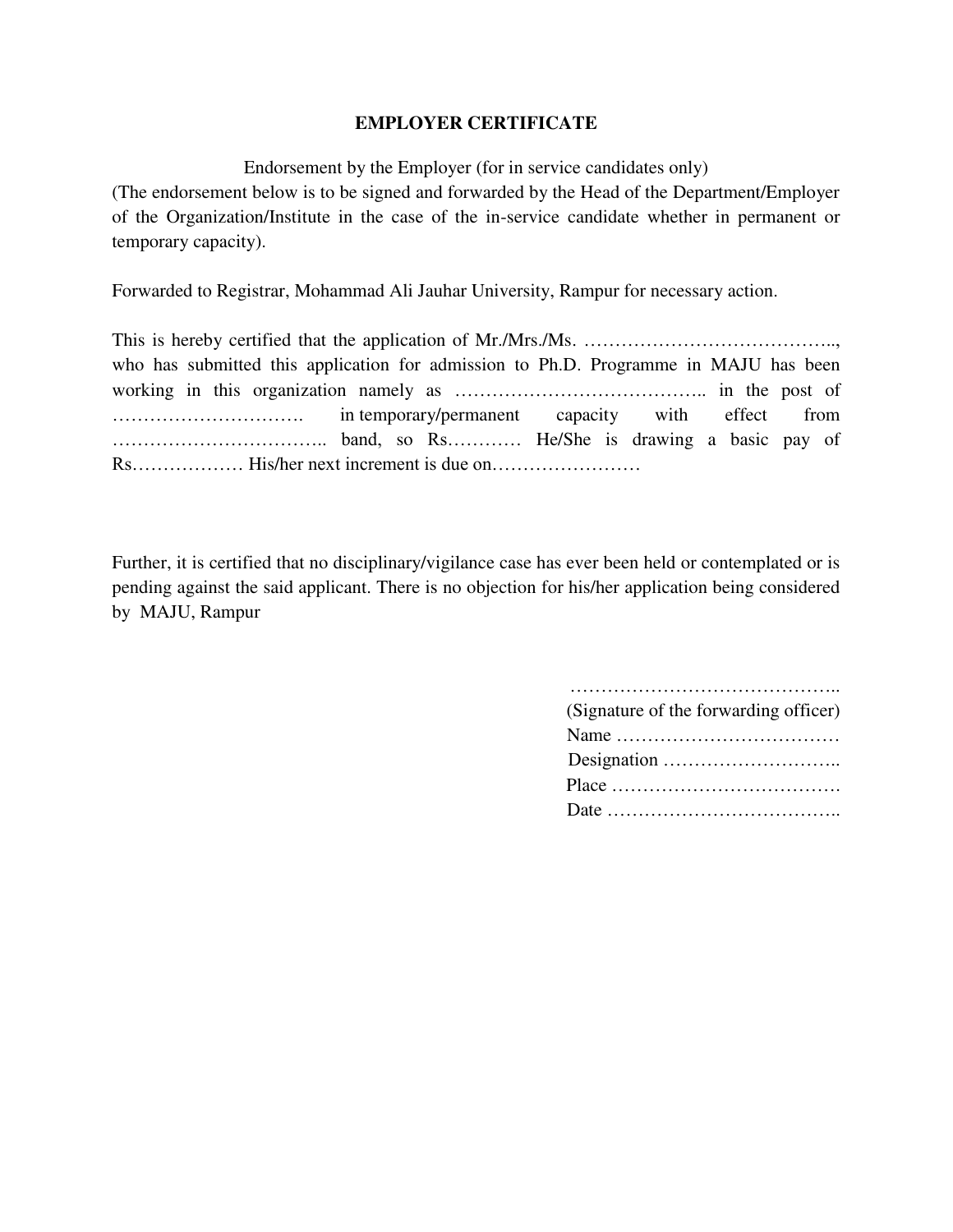# EMPLOYER CERTIFICATE

Endorsement by the Employer (for in service candidates only)

(The endorsement below is to be signed and forwarded by the Head of the Department/Employer of the Organization/Institute in the case of the in-service candidate whether in permanent or temporary capacity).

Forwarded to Registrar, Mohammad Ali Jauhar University, Rampur for necessary action.

This is hereby certified that the application of Mr./Mrs./Ms. ………………………………….., who has submitted this application for admission to Ph.D. Programme in MAJU has been working in this organization namely as ………………………………….. in the post of …………………………. in temporary/permanent capacity with effect from …………………………….. band, so Rs………… He/She is drawing a basic pay of Rs……………… His/her next increment is due on……………………

Further, it is certified that no disciplinary/vigilance case has ever been held or contemplated or is pending against the said applicant. There is no objection for his/her application being considered by MAJU, Rampur

……………………………………..
(Signature of the forwarding officer)
Name ………………………………
Designation ………………………..
Place ……………………………….
Date ………………………………..